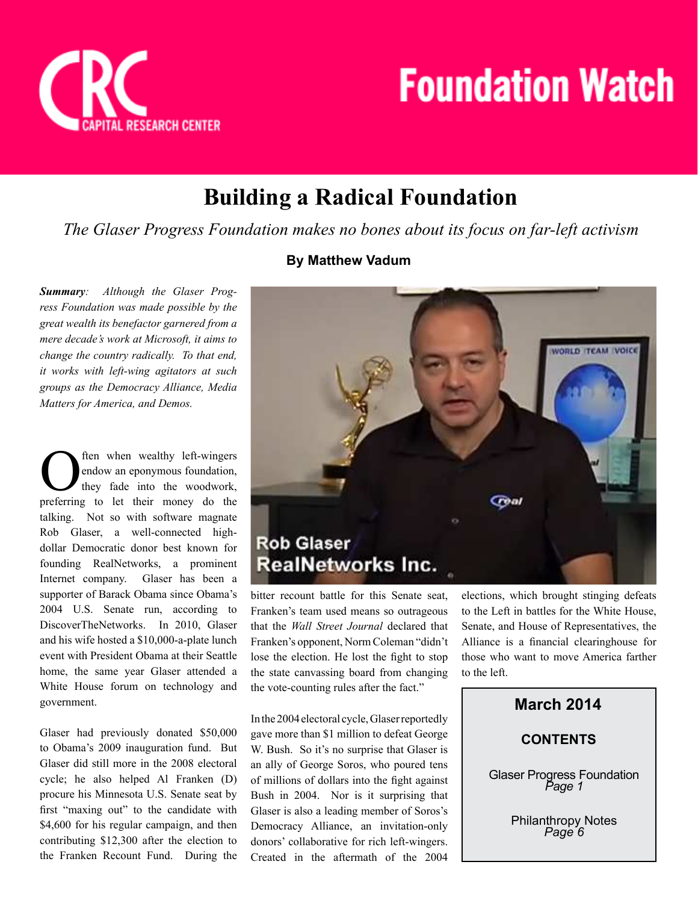# Foundation Watch

CRC Capital Research Center

## Building a Radical Foundation

*The Glaser Progress Foundation makes no bones about its focus on far-left activism*

**By Matthew Vadum**

***Summary**: Although the Glaser Progress Foundation was made possible by the great wealth its benefactor garnered from a mere decade's work at Microsoft, it aims to change the country radically. To that end, it works with left-wing agitators at such groups as the Democracy Alliance, Media Matters for America, and Demos.*

Rob Glaser
RealNetworks Inc.

Often when wealthy left-wingers endow an eponymous foundation, they fade into the woodwork, preferring to let their money do the talking. Not so with software magnate Rob Glaser, a well-connected high-dollar Democratic donor best known for founding RealNetworks, a prominent Internet company. Glaser has been a supporter of Barack Obama since Obama's 2004 U.S. Senate run, according to DiscoverTheNetworks. In 2010, Glaser and his wife hosted a $10,000-a-plate lunch event with President Obama at their Seattle home, the same year Glaser attended a White House forum on technology and government.

Glaser had previously donated $50,000 to Obama's 2009 inauguration fund. But Glaser did still more in the 2008 electoral cycle; he also helped Al Franken (D) procure his Minnesota U.S. Senate seat by first "maxing out" to the candidate with $4,600 for his regular campaign, and then contributing $12,300 after the election to the Franken Recount Fund. During the bitter recount battle for this Senate seat, Franken's team used means so outrageous that the *Wall Street Journal* declared that Franken's opponent, Norm Coleman "didn't lose the election. He lost the fight to stop the state canvassing board from changing the vote-counting rules after the fact."

In the 2004 electoral cycle, Glaser reportedly gave more than $1 million to defeat George W. Bush. So it's no surprise that Glaser is an ally of George Soros, who poured tens of millions of dollars into the fight against Bush in 2004. Nor is it surprising that Glaser is also a leading member of Soros's Democracy Alliance, an invitation-only donors' collaborative for rich left-wingers. Created in the aftermath of the 2004 elections, which brought stinging defeats to the Left in battles for the White House, Senate, and House of Representatives, the Alliance is a financial clearinghouse for those who want to move America farther to the left.

**March 2014**

**CONTENTS**

Glaser Progress Foundation
*Page 1*

Philanthropy Notes
*Page 6*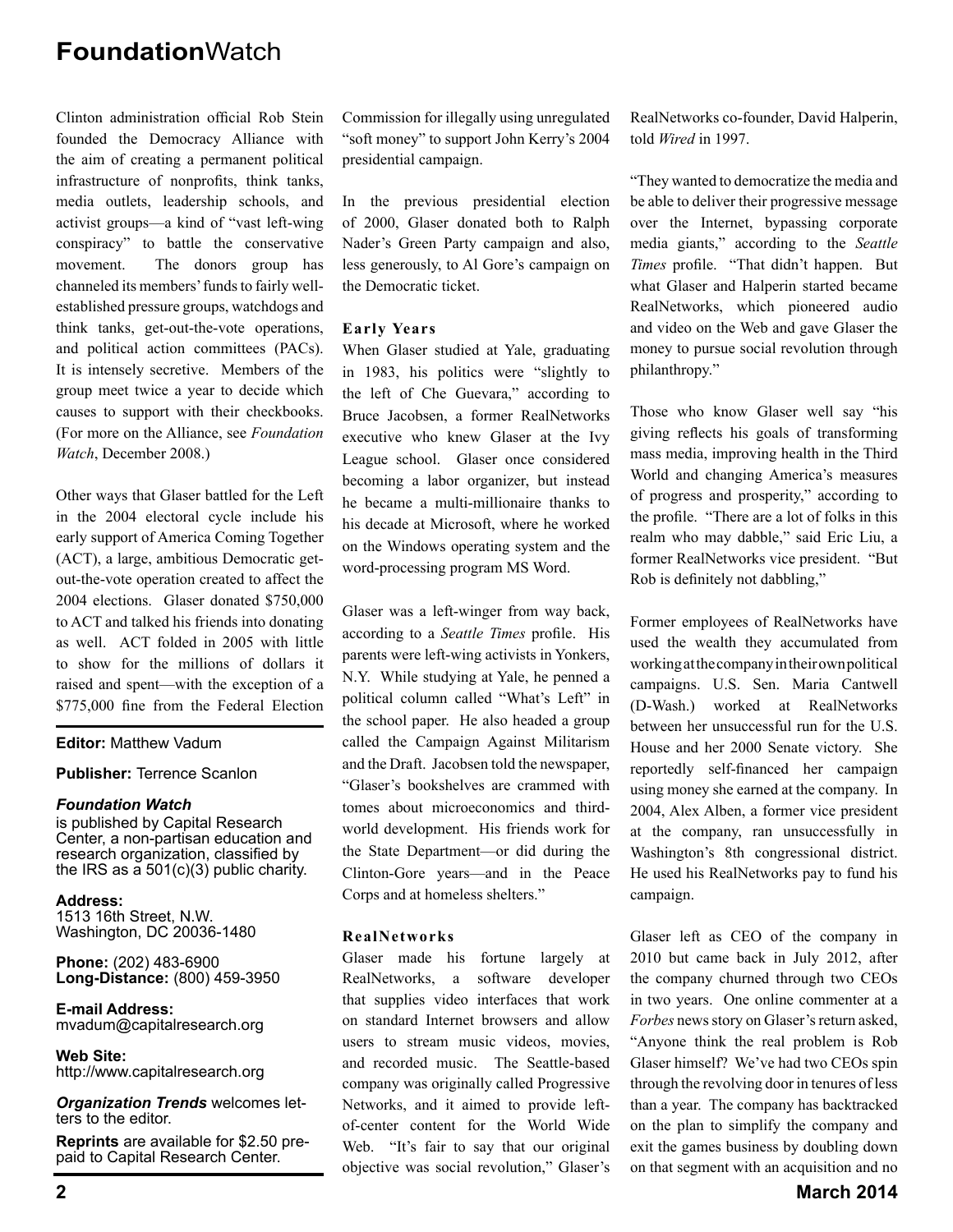Clinton administration official Rob Stein founded the Democracy Alliance with the aim of creating a permanent political infrastructure of nonprofits, think tanks, media outlets, leadership schools, and activist groups—a kind of "vast left-wing conspiracy" to battle the conservative movement. The donors group has channeled its members' funds to fairly well-established pressure groups, watchdogs and think tanks, get-out-the-vote operations, and political action committees (PACs). It is intensely secretive. Members of the group meet twice a year to decide which causes to support with their checkbooks. (For more on the Alliance, see *Foundation Watch*, December 2008.)

Other ways that Glaser battled for the Left in the 2004 electoral cycle include his early support of America Coming Together (ACT), a large, ambitious Democratic get-out-the-vote operation created to affect the 2004 elections. Glaser donated $750,000 to ACT and talked his friends into donating as well. ACT folded in 2005 with little to show for the millions of dollars it raised and spent—with the exception of a $775,000 fine from the Federal Election Commission for illegally using unregulated "soft money" to support John Kerry's 2004 presidential campaign.

In the previous presidential election of 2000, Glaser donated both to Ralph Nader's Green Party campaign and also, less generously, to Al Gore's campaign on the Democratic ticket.

### Early Years

When Glaser studied at Yale, graduating in 1983, his politics were "slightly to the left of Che Guevara," according to Bruce Jacobsen, a former RealNetworks executive who knew Glaser at the Ivy League school. Glaser once considered becoming a labor organizer, but instead he became a multi-millionaire thanks to his decade at Microsoft, where he worked on the Windows operating system and the word-processing program MS Word.

Glaser was a left-winger from way back, according to a *Seattle Times* profile. His parents were left-wing activists in Yonkers, N.Y. While studying at Yale, he penned a political column called "What's Left" in the school paper. He also headed a group called the Campaign Against Militarism and the Draft. Jacobsen told the newspaper, "Glaser's bookshelves are crammed with tomes about microeconomics and third-world development. His friends work for the State Department—or did during the Clinton-Gore years—and in the Peace Corps and at homeless shelters."

### RealNetworks

Glaser made his fortune largely at RealNetworks, a software developer that supplies video interfaces that work on standard Internet browsers and allow users to stream music videos, movies, and recorded music. The Seattle-based company was originally called Progressive Networks, and it aimed to provide left-of-center content for the World Wide Web. "It's fair to say that our original objective was social revolution," Glaser's RealNetworks co-founder, David Halperin, told *Wired* in 1997.

"They wanted to democratize the media and be able to deliver their progressive message over the Internet, bypassing corporate media giants," according to the *Seattle Times* profile. "That didn't happen. But what Glaser and Halperin started became RealNetworks, which pioneered audio and video on the Web and gave Glaser the money to pursue social revolution through philanthropy."

Those who know Glaser well say "his giving reflects his goals of transforming mass media, improving health in the Third World and changing America's measures of progress and prosperity," according to the profile. "There are a lot of folks in this realm who may dabble," said Eric Liu, a former RealNetworks vice president. "But Rob is definitely not dabbling,"

Former employees of RealNetworks have used the wealth they accumulated from working at the company in their own political campaigns. U.S. Sen. Maria Cantwell (D-Wash.) worked at RealNetworks between her unsuccessful run for the U.S. House and her 2000 Senate victory. She reportedly self-financed her campaign using money she earned at the company. In 2004, Alex Alben, a former vice president at the company, ran unsuccessfully in Washington's 8th congressional district. He used his RealNetworks pay to fund his campaign.

Glaser left as CEO of the company in 2010 but came back in July 2012, after the company churned through two CEOs in two years. One online commenter at a *Forbes* news story on Glaser's return asked, "Anyone think the real problem is Rob Glaser himself? We've had two CEOs spin through the revolving door in tenures of less than a year. The company has backtracked on the plan to simplify the company and exit the games business by doubling down on that segment with an acquisition and no

---

**Editor:** Matthew Vadum

**Publisher:** Terrence Scanlon

***Foundation Watch*** is published by Capital Research Center, a non-partisan education and research organization, classified by the IRS as a 501(c)(3) public charity.

**Address:**
1513 16th Street, N.W.
Washington, DC 20036-1480

**Phone:** (202) 483-6900
**Long-Distance:** (800) 459-3950

**E-mail Address:**
mvadum@capitalresearch.org

**Web Site:**
http://www.capitalresearch.org

***Organization Trends*** welcomes letters to the editor.

**Reprints** are available for $2.50 prepaid to Capital Research Center.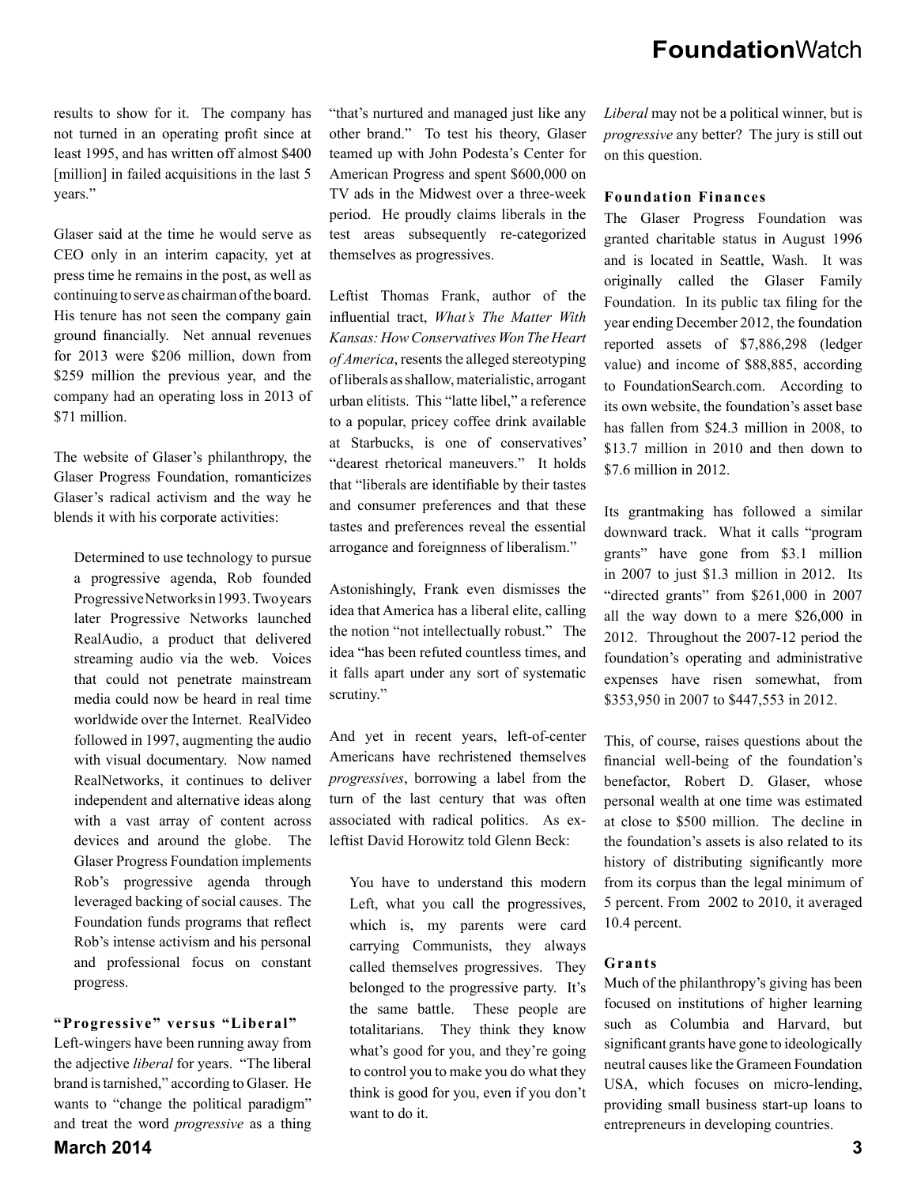results to show for it. The company has not turned in an operating profit since at least 1995, and has written off almost $400 [million] in failed acquisitions in the last 5 years."

Glaser said at the time he would serve as CEO only in an interim capacity, yet at press time he remains in the post, as well as continuing to serve as chairman of the board. His tenure has not seen the company gain ground financially. Net annual revenues for 2013 were $206 million, down from $259 million the previous year, and the company had an operating loss in 2013 of $71 million.

The website of Glaser's philanthropy, the Glaser Progress Foundation, romanticizes Glaser's radical activism and the way he blends it with his corporate activities:

> Determined to use technology to pursue a progressive agenda, Rob founded Progressive Networks in 1993. Two years later Progressive Networks launched RealAudio, a product that delivered streaming audio via the web. Voices that could not penetrate mainstream media could now be heard in real time worldwide over the Internet. RealVideo followed in 1997, augmenting the audio with visual documentary. Now named RealNetworks, it continues to deliver independent and alternative ideas along with a vast array of content across devices and around the globe. The Glaser Progress Foundation implements Rob's progressive agenda through leveraged backing of social causes. The Foundation funds programs that reflect Rob's intense activism and his personal and professional focus on constant progress.

### "Progressive" versus "Liberal"

Left-wingers have been running away from the adjective *liberal* for years. "The liberal brand is tarnished," according to Glaser. He wants to "change the political paradigm" and treat the word *progressive* as a thing "that's nurtured and managed just like any other brand." To test his theory, Glaser teamed up with John Podesta's Center for American Progress and spent $600,000 on TV ads in the Midwest over a three-week period. He proudly claims liberals in the test areas subsequently re-categorized themselves as progressives.

Leftist Thomas Frank, author of the influential tract, *What's The Matter With Kansas: How Conservatives Won The Heart of America*, resents the alleged stereotyping of liberals as shallow, materialistic, arrogant urban elitists. This "latte libel," a reference to a popular, pricey coffee drink available at Starbucks, is one of conservatives' "dearest rhetorical maneuvers." It holds that "liberals are identifiable by their tastes and consumer preferences and that these tastes and preferences reveal the essential arrogance and foreignness of liberalism."

Astonishingly, Frank even dismisses the idea that America has a liberal elite, calling the notion "not intellectually robust." The idea "has been refuted countless times, and it falls apart under any sort of systematic scrutiny."

And yet in recent years, left-of-center Americans have rechristened themselves *progressives*, borrowing a label from the turn of the last century that was often associated with radical politics. As ex-leftist David Horowitz told Glenn Beck:

> You have to understand this modern Left, what you call the progressives, which is, my parents were card carrying Communists, they always called themselves progressives. They belonged to the progressive party. It's the same battle. These people are totalitarians. They think they know what's good for you, and they're going to control you to make you do what they think is good for you, even if you don't want to do it.

*Liberal* may not be a political winner, but is *progressive* any better? The jury is still out on this question.

### Foundation Finances

The Glaser Progress Foundation was granted charitable status in August 1996 and is located in Seattle, Wash. It was originally called the Glaser Family Foundation. In its public tax filing for the year ending December 2012, the foundation reported assets of $7,886,298 (ledger value) and income of $88,885, according to FoundationSearch.com. According to its own website, the foundation's asset base has fallen from $24.3 million in 2008, to $13.7 million in 2010 and then down to $7.6 million in 2012.

Its grantmaking has followed a similar downward track. What it calls "program grants" have gone from $3.1 million in 2007 to just $1.3 million in 2012. Its "directed grants" from $261,000 in 2007 all the way down to a mere $26,000 in 2012. Throughout the 2007-12 period the foundation's operating and administrative expenses have risen somewhat, from $353,950 in 2007 to $447,553 in 2012.

This, of course, raises questions about the financial well-being of the foundation's benefactor, Robert D. Glaser, whose personal wealth at one time was estimated at close to $500 million. The decline in the foundation's assets is also related to its history of distributing significantly more from its corpus than the legal minimum of 5 percent. From 2002 to 2010, it averaged 10.4 percent.

### Grants

Much of the philanthropy's giving has been focused on institutions of higher learning such as Columbia and Harvard, but significant grants have gone to ideologically neutral causes like the Grameen Foundation USA, which focuses on micro-lending, providing small business start-up loans to entrepreneurs in developing countries.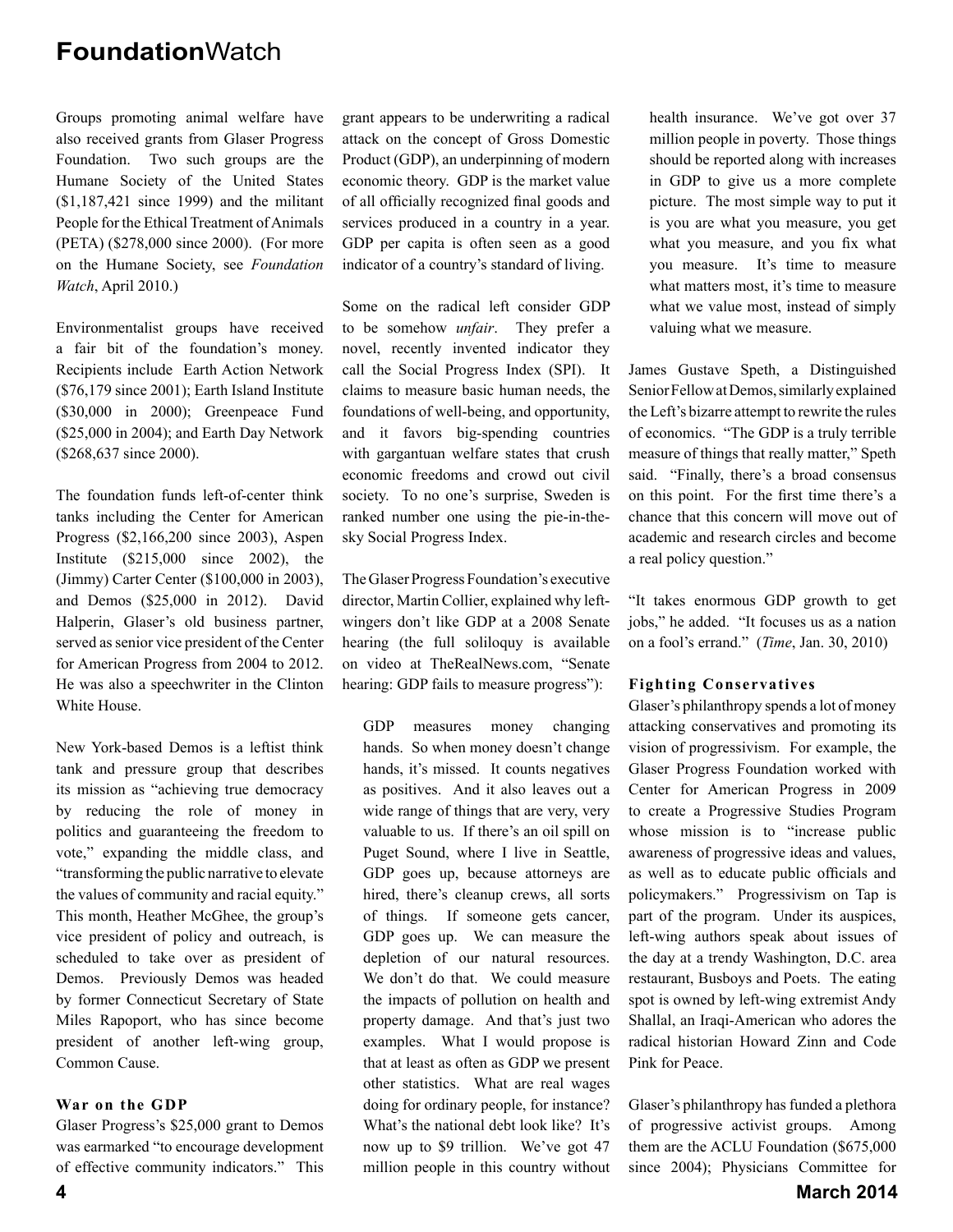Groups promoting animal welfare have also received grants from Glaser Progress Foundation. Two such groups are the Humane Society of the United States ($1,187,421 since 1999) and the militant People for the Ethical Treatment of Animals (PETA) ($278,000 since 2000). (For more on the Humane Society, see *Foundation Watch*, April 2010.)

Environmentalist groups have received a fair bit of the foundation's money. Recipients include Earth Action Network ($76,179 since 2001); Earth Island Institute ($30,000 in 2000); Greenpeace Fund ($25,000 in 2004); and Earth Day Network ($268,637 since 2000).

The foundation funds left-of-center think tanks including the Center for American Progress ($2,166,200 since 2003), Aspen Institute ($215,000 since 2002), the (Jimmy) Carter Center ($100,000 in 2003), and Demos ($25,000 in 2012). David Halperin, Glaser's old business partner, served as senior vice president of the Center for American Progress from 2004 to 2012. He was also a speechwriter in the Clinton White House.

New York-based Demos is a leftist think tank and pressure group that describes its mission as "achieving true democracy by reducing the role of money in politics and guaranteeing the freedom to vote," expanding the middle class, and "transforming the public narrative to elevate the values of community and racial equity." This month, Heather McGhee, the group's vice president of policy and outreach, is scheduled to take over as president of Demos. Previously Demos was headed by former Connecticut Secretary of State Miles Rapoport, who has since become president of another left-wing group, Common Cause.

### War on the GDP

Glaser Progress's $25,000 grant to Demos was earmarked "to encourage development of effective community indicators." This grant appears to be underwriting a radical attack on the concept of Gross Domestic Product (GDP), an underpinning of modern economic theory. GDP is the market value of all officially recognized final goods and services produced in a country in a year. GDP per capita is often seen as a good indicator of a country's standard of living.

Some on the radical left consider GDP to be somehow *unfair*. They prefer a novel, recently invented indicator they call the Social Progress Index (SPI). It claims to measure basic human needs, the foundations of well-being, and opportunity, and it favors big-spending countries with gargantuan welfare states that crush economic freedoms and crowd out civil society. To no one's surprise, Sweden is ranked number one using the pie-in-the-sky Social Progress Index.

The Glaser Progress Foundation's executive director, Martin Collier, explained why left-wingers don't like GDP at a 2008 Senate hearing (the full soliloquy is available on video at TheRealNews.com, "Senate hearing: GDP fails to measure progress"):

> GDP measures money changing hands. So when money doesn't change hands, it's missed. It counts negatives as positives. And it also leaves out a wide range of things that are very, very valuable to us. If there's an oil spill on Puget Sound, where I live in Seattle, GDP goes up, because attorneys are hired, there's cleanup crews, all sorts of things. If someone gets cancer, GDP goes up. We can measure the depletion of our natural resources. We don't do that. We could measure the impacts of pollution on health and property damage. And that's just two examples. What I would propose is that at least as often as GDP we present other statistics. What are real wages doing for ordinary people, for instance? What's the national debt look like? It's now up to $9 trillion. We've got 47 million people in this country without health insurance. We've got over 37 million people in poverty. Those things should be reported along with increases in GDP to give us a more complete picture. The most simple way to put it is you are what you measure, you get what you measure, and you fix what you measure. It's time to measure what matters most, it's time to measure what we value most, instead of simply valuing what we measure.

James Gustave Speth, a Distinguished Senior Fellow at Demos, similarly explained the Left's bizarre attempt to rewrite the rules of economics. "The GDP is a truly terrible measure of things that really matter," Speth said. "Finally, there's a broad consensus on this point. For the first time there's a chance that this concern will move out of academic and research circles and become a real policy question."

"It takes enormous GDP growth to get jobs," he added. "It focuses us as a nation on a fool's errand." (*Time*, Jan. 30, 2010)

### Fighting Conservatives

Glaser's philanthropy spends a lot of money attacking conservatives and promoting its vision of progressivism. For example, the Glaser Progress Foundation worked with Center for American Progress in 2009 to create a Progressive Studies Program whose mission is to "increase public awareness of progressive ideas and values, as well as to educate public officials and policymakers." Progressivism on Tap is part of the program. Under its auspices, left-wing authors speak about issues of the day at a trendy Washington, D.C. area restaurant, Busboys and Poets. The eating spot is owned by left-wing extremist Andy Shallal, an Iraqi-American who adores the radical historian Howard Zinn and Code Pink for Peace.

Glaser's philanthropy has funded a plethora of progressive activist groups. Among them are the ACLU Foundation ($675,000 since 2004); Physicians Committee for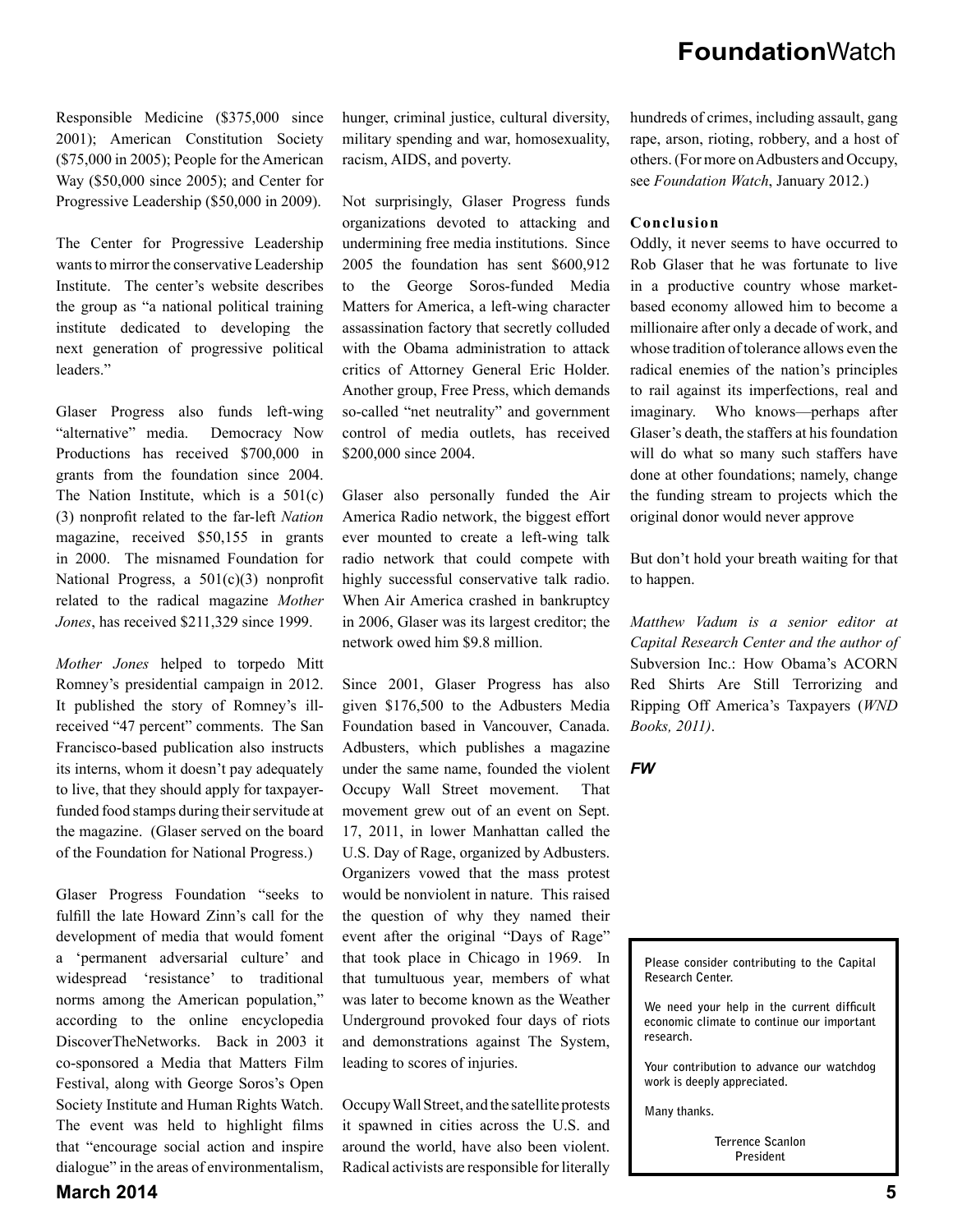Responsible Medicine ($375,000 since 2001); American Constitution Society ($75,000 in 2005); People for the American Way ($50,000 since 2005); and Center for Progressive Leadership ($50,000 in 2009).

The Center for Progressive Leadership wants to mirror the conservative Leadership Institute. The center's website describes the group as "a national political training institute dedicated to developing the next generation of progressive political leaders."

Glaser Progress also funds left-wing "alternative" media. Democracy Now Productions has received $700,000 in grants from the foundation since 2004. The Nation Institute, which is a 501(c)(3) nonprofit related to the far-left *Nation* magazine, received $50,155 in grants in 2000. The misnamed Foundation for National Progress, a 501(c)(3) nonprofit related to the radical magazine *Mother Jones*, has received $211,329 since 1999.

*Mother Jones* helped to torpedo Mitt Romney's presidential campaign in 2012. It published the story of Romney's ill-received "47 percent" comments. The San Francisco-based publication also instructs its interns, whom it doesn't pay adequately to live, that they should apply for taxpayer-funded food stamps during their servitude at the magazine. (Glaser served on the board of the Foundation for National Progress.)

Glaser Progress Foundation "seeks to fulfill the late Howard Zinn's call for the development of media that would foment a 'permanent adversarial culture' and widespread 'resistance' to traditional norms among the American population," according to the online encyclopedia DiscoverTheNetworks. Back in 2003 it co-sponsored a Media that Matters Film Festival, along with George Soros's Open Society Institute and Human Rights Watch. The event was held to highlight films that "encourage social action and inspire dialogue" in the areas of environmentalism, hunger, criminal justice, cultural diversity, military spending and war, homosexuality, racism, AIDS, and poverty.

Not surprisingly, Glaser Progress funds organizations devoted to attacking and undermining free media institutions. Since 2005 the foundation has sent $600,912 to the George Soros-funded Media Matters for America, a left-wing character assassination factory that secretly colluded with the Obama administration to attack critics of Attorney General Eric Holder. Another group, Free Press, which demands so-called "net neutrality" and government control of media outlets, has received $200,000 since 2004.

Glaser also personally funded the Air America Radio network, the biggest effort ever mounted to create a left-wing talk radio network that could compete with highly successful conservative talk radio. When Air America crashed in bankruptcy in 2006, Glaser was its largest creditor; the network owed him $9.8 million.

Since 2001, Glaser Progress has also given $176,500 to the Adbusters Media Foundation based in Vancouver, Canada. Adbusters, which publishes a magazine under the same name, founded the violent Occupy Wall Street movement. That movement grew out of an event on Sept. 17, 2011, in lower Manhattan called the U.S. Day of Rage, organized by Adbusters. Organizers vowed that the mass protest would be nonviolent in nature. This raised the question of why they named their event after the original "Days of Rage" that took place in Chicago in 1969. In that tumultuous year, members of what was later to become known as the Weather Underground provoked four days of riots and demonstrations against The System, leading to scores of injuries.

Occupy Wall Street, and the satellite protests it spawned in cities across the U.S. and around the world, have also been violent. Radical activists are responsible for literally hundreds of crimes, including assault, gang rape, arson, rioting, robbery, and a host of others. (For more on Adbusters and Occupy, see *Foundation Watch*, January 2012.)

## Conclusion

Oddly, it never seems to have occurred to Rob Glaser that he was fortunate to live in a productive country whose market-based economy allowed him to become a millionaire after only a decade of work, and whose tradition of tolerance allows even the radical enemies of the nation's principles to rail against its imperfections, real and imaginary. Who knows—perhaps after Glaser's death, the staffers at his foundation will do what so many such staffers have done at other foundations; namely, change the funding stream to projects which the original donor would never approve

But don't hold your breath waiting for that to happen.

*Matthew Vadum is a senior editor at Capital Research Center and the author of* Subversion Inc.: How Obama's ACORN Red Shirts Are Still Terrorizing and Ripping Off America's Taxpayers (*WND Books, 2011)*.

***FW***

Please consider contributing to the Capital Research Center.

We need your help in the current difficult economic climate to continue our important research.

Your contribution to advance our watchdog work is deeply appreciated.

Many thanks.

Terrence Scanlon
President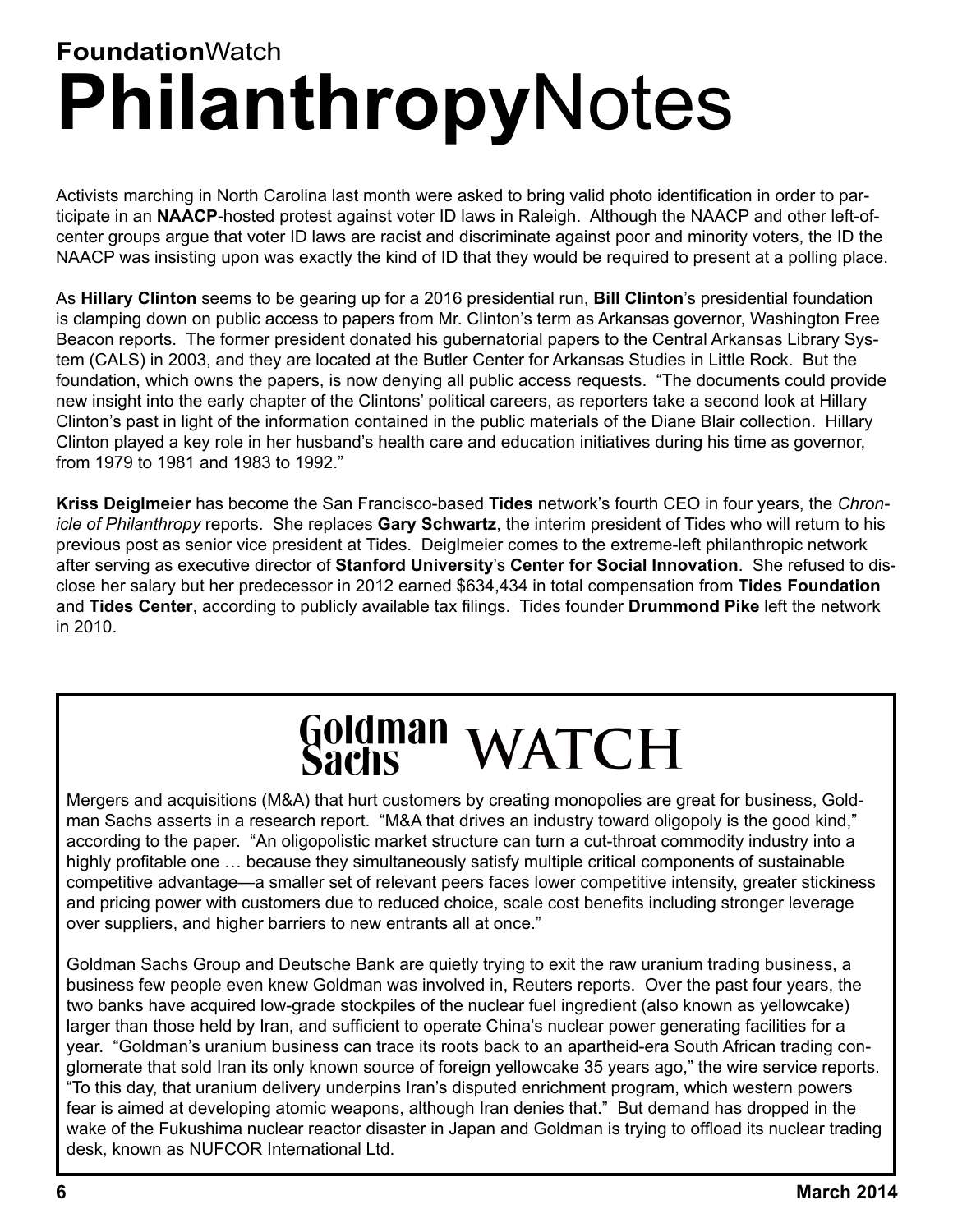**Foundation**Watch

# **Philanthropy**Notes

Activists marching in North Carolina last month were asked to bring valid photo identification in order to participate in an **NAACP**-hosted protest against voter ID laws in Raleigh. Although the NAACP and other left-of-center groups argue that voter ID laws are racist and discriminate against poor and minority voters, the ID the NAACP was insisting upon was exactly the kind of ID that they would be required to present at a polling place.

As **Hillary Clinton** seems to be gearing up for a 2016 presidential run, **Bill Clinton**'s presidential foundation is clamping down on public access to papers from Mr. Clinton's term as Arkansas governor, Washington Free Beacon reports. The former president donated his gubernatorial papers to the Central Arkansas Library System (CALS) in 2003, and they are located at the Butler Center for Arkansas Studies in Little Rock. But the foundation, which owns the papers, is now denying all public access requests. "The documents could provide new insight into the early chapter of the Clintons' political careers, as reporters take a second look at Hillary Clinton's past in light of the information contained in the public materials of the Diane Blair collection. Hillary Clinton played a key role in her husband's health care and education initiatives during his time as governor, from 1979 to 1981 and 1983 to 1992."

**Kriss Deiglmeier** has become the San Francisco-based **Tides** network's fourth CEO in four years, the *Chronicle of Philanthropy* reports. She replaces **Gary Schwartz**, the interim president of Tides who will return to his previous post as senior vice president at Tides. Deiglmeier comes to the extreme-left philanthropic network after serving as executive director of **Stanford University**'s **Center for Social Innovation**. She refused to disclose her salary but her predecessor in 2012 earned $634,434 in total compensation from **Tides Foundation** and **Tides Center**, according to publicly available tax filings. Tides founder **Drummond Pike** left the network in 2010.

## Goldman Sachs WATCH

Mergers and acquisitions (M&A) that hurt customers by creating monopolies are great for business, Goldman Sachs asserts in a research report. "M&A that drives an industry toward oligopoly is the good kind," according to the paper. "An oligopolistic market structure can turn a cut-throat commodity industry into a highly profitable one … because they simultaneously satisfy multiple critical components of sustainable competitive advantage—a smaller set of relevant peers faces lower competitive intensity, greater stickiness and pricing power with customers due to reduced choice, scale cost benefits including stronger leverage over suppliers, and higher barriers to new entrants all at once."

Goldman Sachs Group and Deutsche Bank are quietly trying to exit the raw uranium trading business, a business few people even knew Goldman was involved in, Reuters reports. Over the past four years, the two banks have acquired low-grade stockpiles of the nuclear fuel ingredient (also known as yellowcake) larger than those held by Iran, and sufficient to operate China's nuclear power generating facilities for a year. "Goldman's uranium business can trace its roots back to an apartheid-era South African trading conglomerate that sold Iran its only known source of foreign yellowcake 35 years ago," the wire service reports. "To this day, that uranium delivery underpins Iran's disputed enrichment program, which western powers fear is aimed at developing atomic weapons, although Iran denies that." But demand has dropped in the wake of the Fukushima nuclear reactor disaster in Japan and Goldman is trying to offload its nuclear trading desk, known as NUFCOR International Ltd.